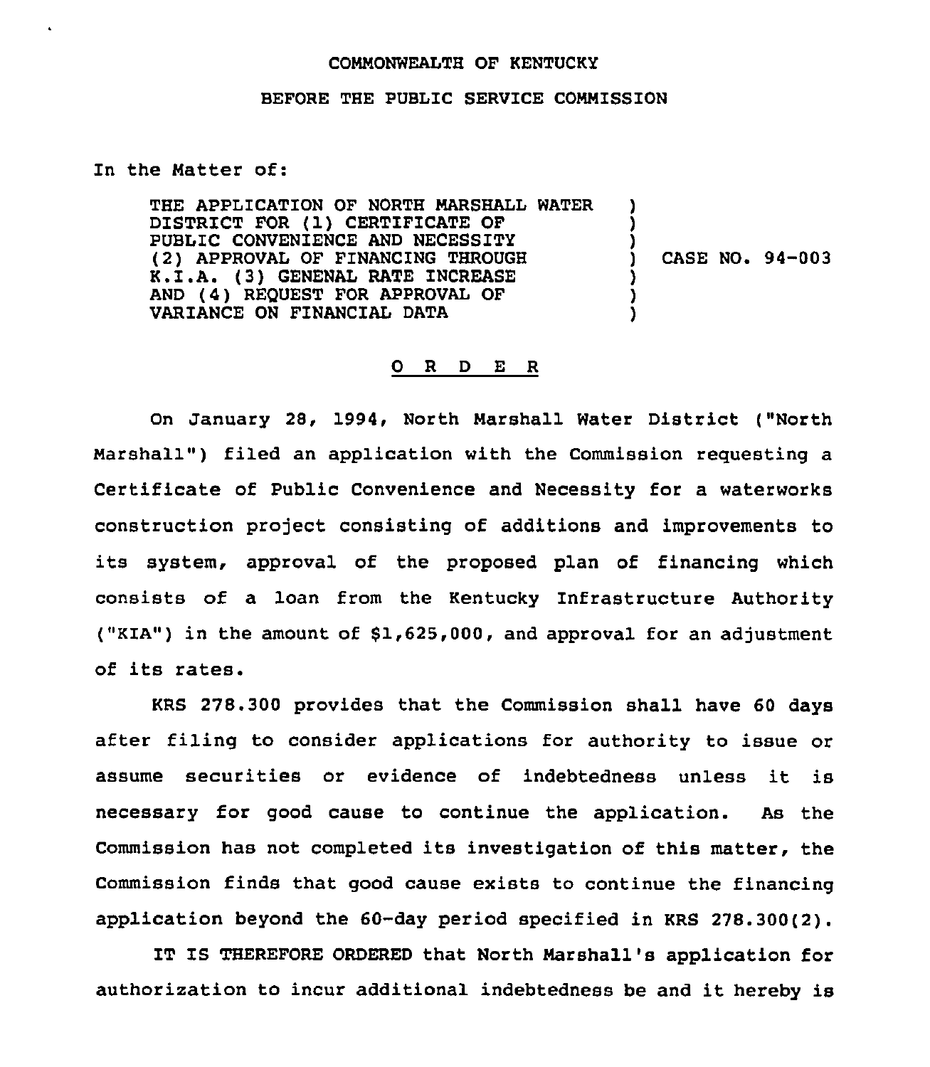COMMONWEALTH OF KENTUCKY

BEFORE THE PUBLIC SERVICE COMMISSION

In the Matter of:

| | | |
|---|---|---|
| THE APPLICATION OF NORTH MARSHALL WATER DISTRICT FOR (1) CERTIFICATE OF PUBLIC CONVENIENCE AND NECESSITY (2) APPROVAL OF FINANCING THROUGH K.I.A. (3) GENENAL RATE INCREASE AND (4) REQUEST FOR APPROVAL OF VARIANCE ON FINANCIAL DATA | ) | CASE NO. 94-003 |

## O R D E R

On January 28, 1994, North Marshall Water District ("North Marshall") filed an application with the Commission requesting a Certificate of Public Convenience and Necessity for a waterworks construction project consisting of additions and improvements to its system, approval of the proposed plan of financing which consists of a loan from the Kentucky Infrastructure Authority ("KIA") in the amount of $1,625,000, and approval for an adjustment of its rates.

KRS 278.300 provides that the Commission shall have 60 days after filing to consider applications for authority to issue or assume securities or evidence of indebtedness unless it is necessary for good cause to continue the application. As the Commission has not completed its investigation of this matter, the Commission finds that good cause exists to continue the financing application beyond the 60-day period specified in KRS 278.300(2).

IT IS THEREFORE ORDERED that North Marshall's application for authorization to incur additional indebtedness be and it hereby is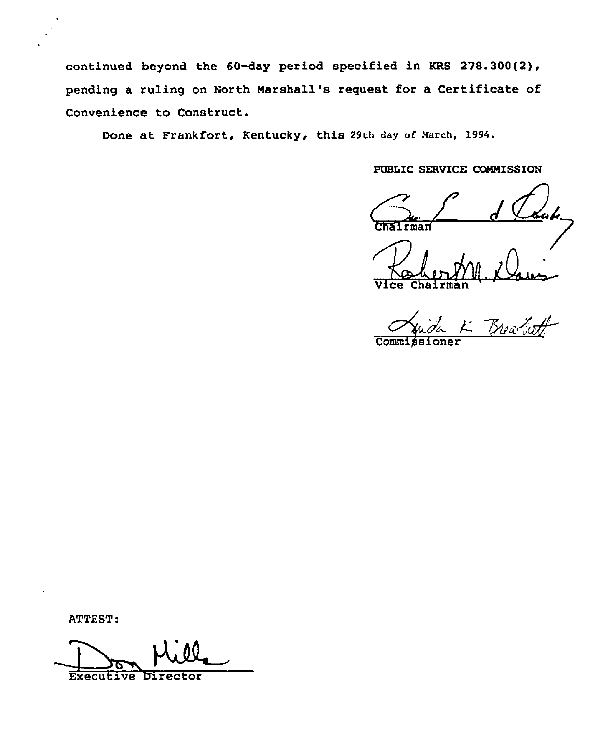continued beyond the 60-day period specified in KRS 278.300(2), pending a ruling on North Marshall's request for a Certificate of Convenience to Construct.

Done at Frankfort, Kentucky, this 29th day of March, 1994.

PUBLIC SERVICE COMMISSION

Chairman

Vice Chairman

Commissioner

ATTEST:

Executive Director